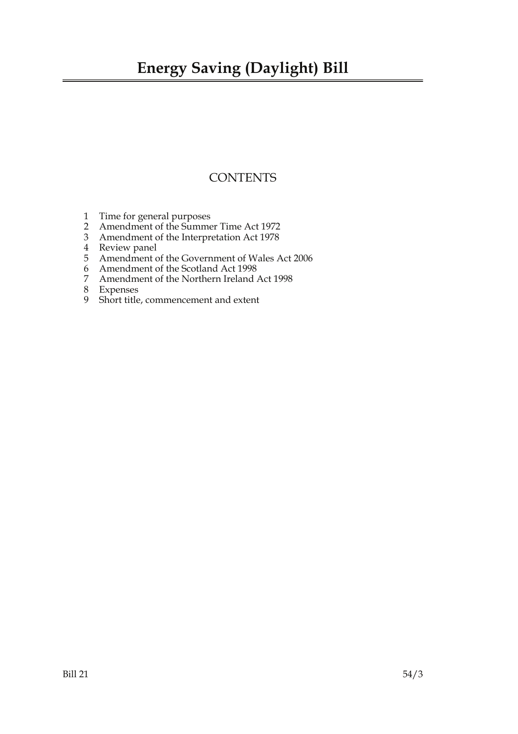# Energy Saving (Daylight) Bill

## CONTENTS

1 Time for general purposes
2 Amendment of the Summer Time Act 1972
3 Amendment of the Interpretation Act 1978
4 Review panel
5 Amendment of the Government of Wales Act 2006
6 Amendment of the Scotland Act 1998
7 Amendment of the Northern Ireland Act 1998
8 Expenses
9 Short title, commencement and extent

Bill 21 54/3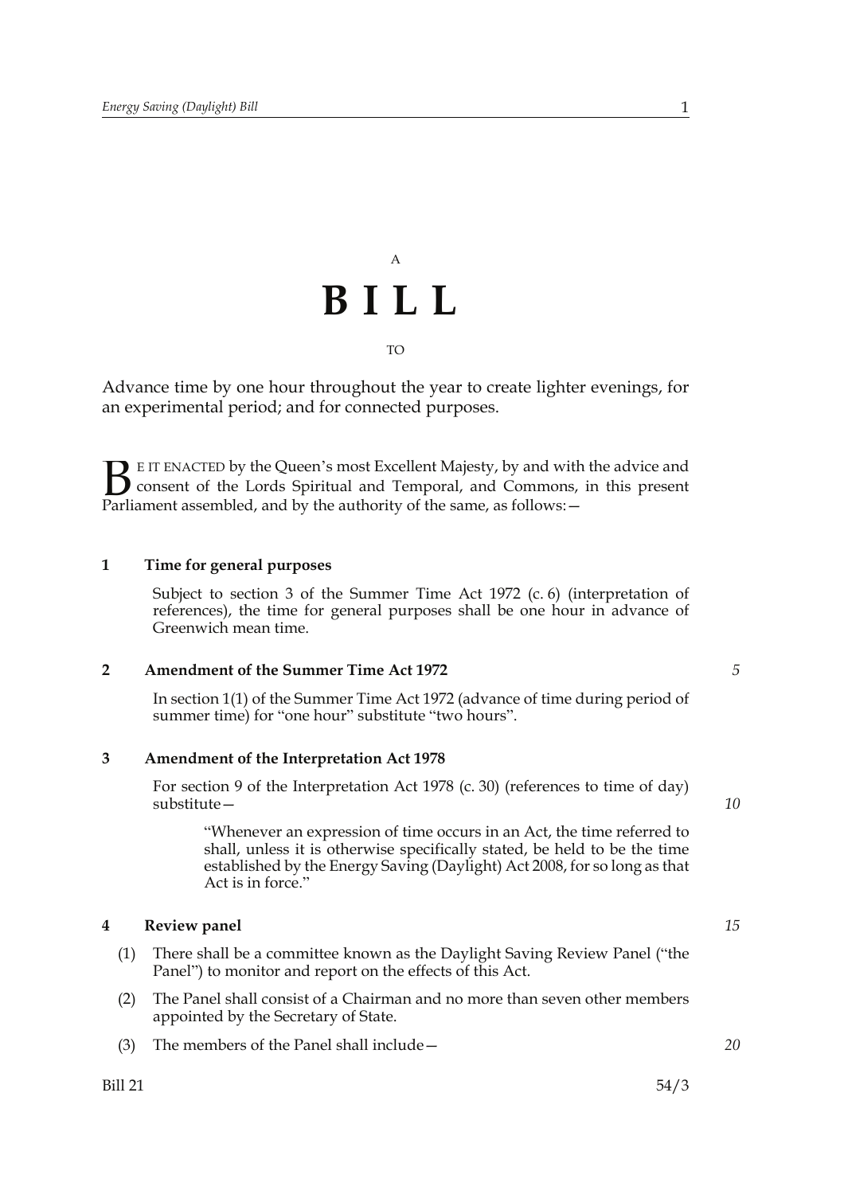A

# BILL

TO

Advance time by one hour throughout the year to create lighter evenings, for an experimental period; and for connected purposes.

BE IT ENACTED by the Queen's most Excellent Majesty, by and with the advice and consent of the Lords Spiritual and Temporal, and Commons, in this present Parliament assembled, and by the authority of the same, as follows:—

**1 Time for general purposes**

Subject to section 3 of the Summer Time Act 1972 (c. 6) (interpretation of references), the time for general purposes shall be one hour in advance of Greenwich mean time.

**2 Amendment of the Summer Time Act 1972**

In section 1(1) of the Summer Time Act 1972 (advance of time during period of summer time) for "one hour" substitute "two hours".

**3 Amendment of the Interpretation Act 1978**

For section 9 of the Interpretation Act 1978 (c. 30) (references to time of day) substitute—

> "Whenever an expression of time occurs in an Act, the time referred to shall, unless it is otherwise specifically stated, be held to be the time established by the Energy Saving (Daylight) Act 2008, for so long as that Act is in force."

**4 Review panel**

(1) There shall be a committee known as the Daylight Saving Review Panel ("the Panel") to monitor and report on the effects of this Act.

(2) The Panel shall consist of a Chairman and no more than seven other members appointed by the Secretary of State.

(3) The members of the Panel shall include—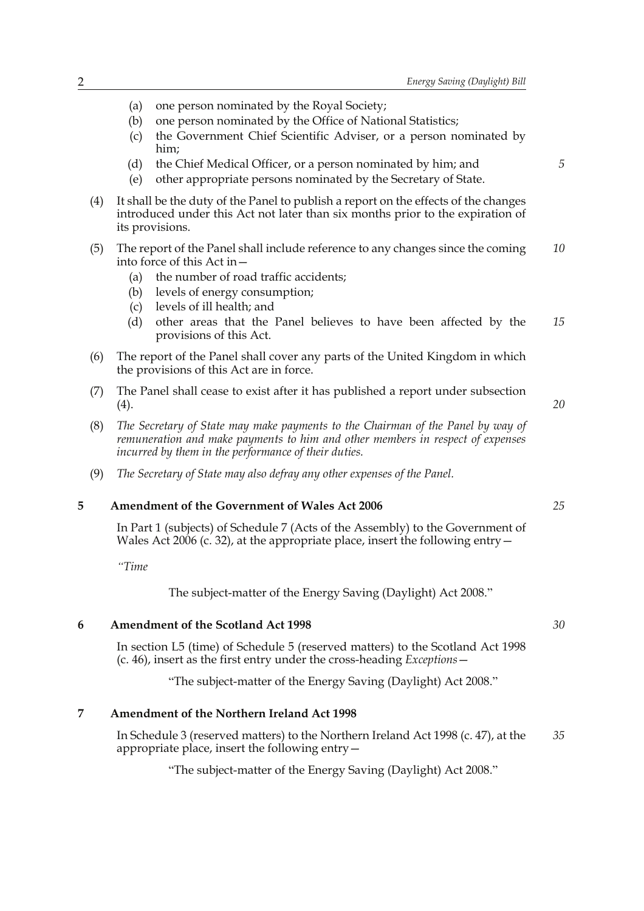(a) one person nominated by the Royal Society;
(b) one person nominated by the Office of National Statistics;
(c) the Government Chief Scientific Adviser, or a person nominated by him;
(d) the Chief Medical Officer, or a person nominated by him; and
(e) other appropriate persons nominated by the Secretary of State.

(4) It shall be the duty of the Panel to publish a report on the effects of the changes introduced under this Act not later than six months prior to the expiration of its provisions.

(5) The report of the Panel shall include reference to any changes since the coming into force of this Act in—
(a) the number of road traffic accidents;
(b) levels of energy consumption;
(c) levels of ill health; and
(d) other areas that the Panel believes to have been affected by the provisions of this Act.

(6) The report of the Panel shall cover any parts of the United Kingdom in which the provisions of this Act are in force.

(7) The Panel shall cease to exist after it has published a report under subsection (4).

(8) *The Secretary of State may make payments to the Chairman of the Panel by way of remuneration and make payments to him and other members in respect of expenses incurred by them in the performance of their duties.*

(9) *The Secretary of State may also defray any other expenses of the Panel.*

**5 Amendment of the Government of Wales Act 2006**

In Part 1 (subjects) of Schedule 7 (Acts of the Assembly) to the Government of Wales Act 2006 (c. 32), at the appropriate place, insert the following entry—

*"Time*

The subject-matter of the Energy Saving (Daylight) Act 2008."

**6 Amendment of the Scotland Act 1998**

In section L5 (time) of Schedule 5 (reserved matters) to the Scotland Act 1998 (c. 46), insert as the first entry under the cross-heading *Exceptions*—

"The subject-matter of the Energy Saving (Daylight) Act 2008."

**7 Amendment of the Northern Ireland Act 1998**

In Schedule 3 (reserved matters) to the Northern Ireland Act 1998 (c. 47), at the appropriate place, insert the following entry—

"The subject-matter of the Energy Saving (Daylight) Act 2008."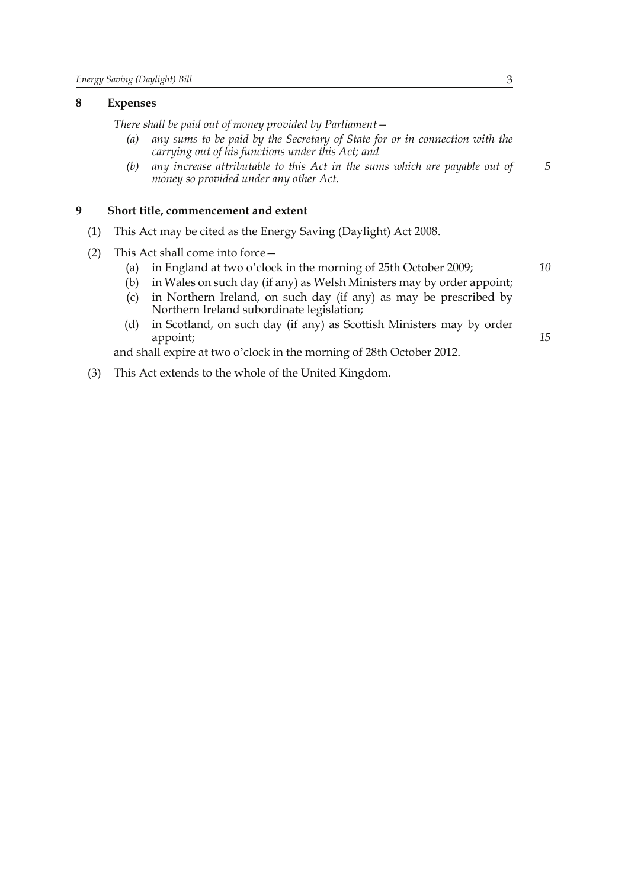## 8 Expenses

*There shall be paid out of money provided by Parliament—*

*(a) any sums to be paid by the Secretary of State for or in connection with the carrying out of his functions under this Act; and*

*(b) any increase attributable to this Act in the sums which are payable out of money so provided under any other Act.*

## 9 Short title, commencement and extent

(1) This Act may be cited as the Energy Saving (Daylight) Act 2008.

(2) This Act shall come into force—

- (a) in England at two o'clock in the morning of 25th October 2009;
- (b) in Wales on such day (if any) as Welsh Ministers may by order appoint;
- (c) in Northern Ireland, on such day (if any) as may be prescribed by Northern Ireland subordinate legislation;
- (d) in Scotland, on such day (if any) as Scottish Ministers may by order appoint;

and shall expire at two o'clock in the morning of 28th October 2012.

(3) This Act extends to the whole of the United Kingdom.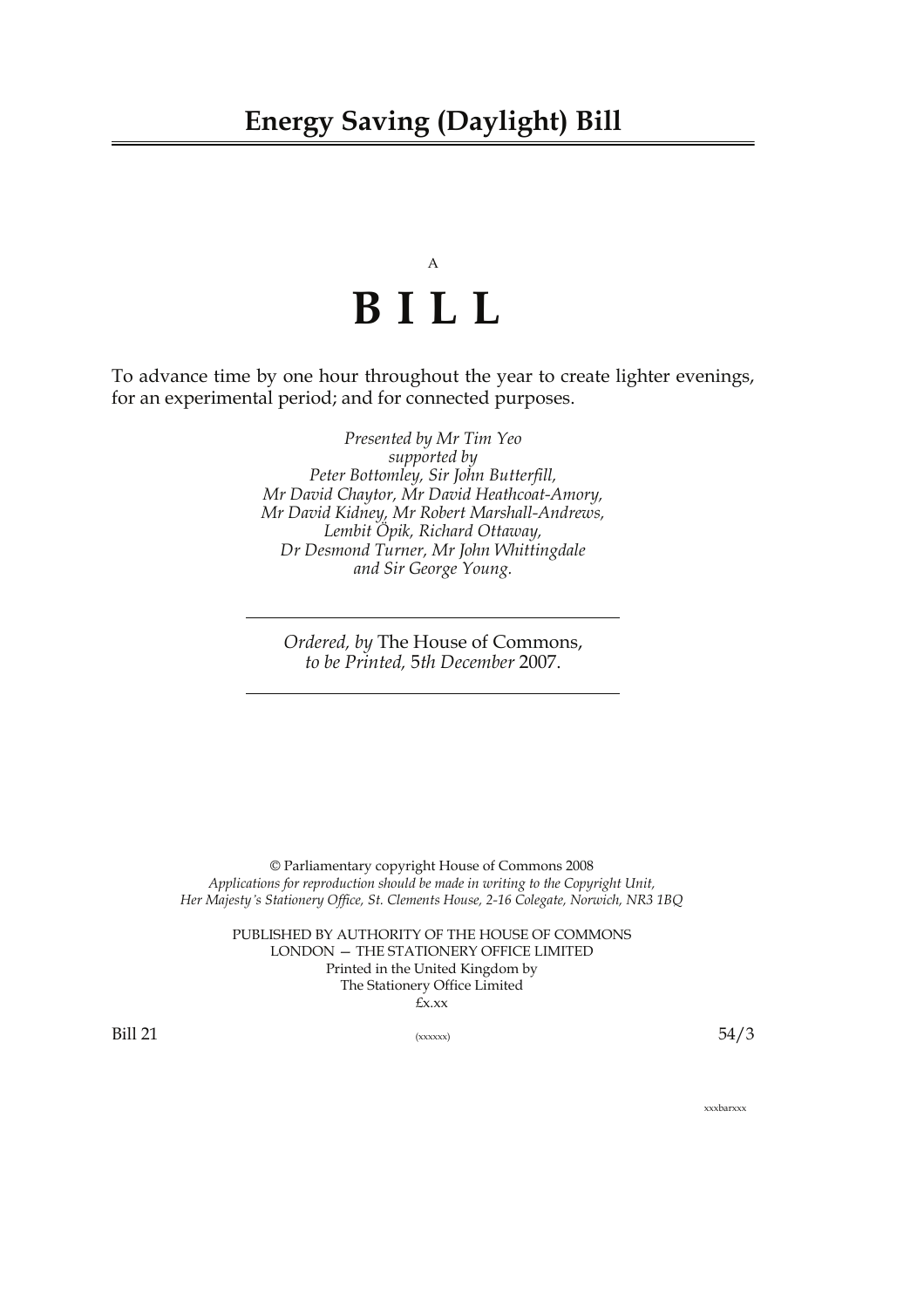# Energy Saving (Daylight) Bill

A

# B I L L

To advance time by one hour throughout the year to create lighter evenings, for an experimental period; and for connected purposes.

*Presented by Mr Tim Yeo*
*supported by*
*Peter Bottomley, Sir John Butterfill,*
*Mr David Chaytor, Mr David Heathcoat-Amory,*
*Mr David Kidney, Mr Robert Marshall-Andrews,*
*Lembit Öpik, Richard Ottaway,*
*Dr Desmond Turner, Mr John Whittingdale*
*and Sir George Young.*

---

*Ordered, by* The House of Commons, *to be Printed,* 5*th December* 2007.

---

© Parliamentary copyright House of Commons 2008
*Applications for reproduction should be made in writing to the Copyright Unit, Her Majesty's Stationery Office, St. Clements House, 2-16 Colegate, Norwich, NR3 1BQ*

PUBLISHED BY AUTHORITY OF THE HOUSE OF COMMONS
LONDON — THE STATIONERY OFFICE LIMITED
Printed in the United Kingdom by
The Stationery Office Limited
£x.xx

Bill 21 (xxxxxx) 54/3

xxxbarxxx